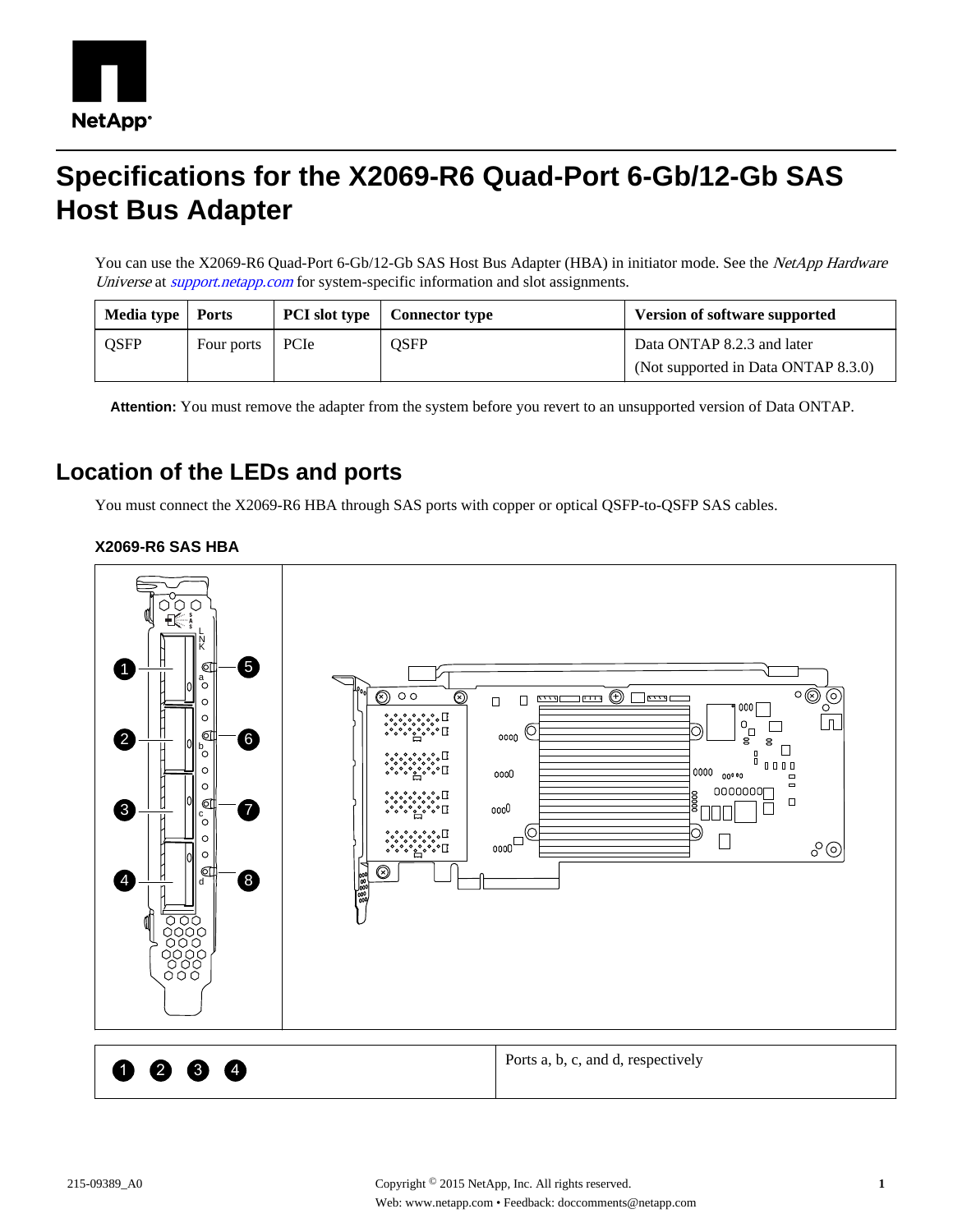# Specifications for the X2069-R6 Quad-Port 6-Gb/12-Gb SAS Host Bus Adapter

You can use the X2069-R6 Quad-Port 6-Gb/12-Gb SAS Host Bus Adapter (HBA) in initiator mode. See the *NetApp Hardware Universe* at *support.netapp.com* for system-specific information and slot assignments.

| Media type | Ports | PCI slot type | Connector type | Version of software supported |
|---|---|---|---|---|
| QSFP | Four ports | PCIe | QSFP | Data ONTAP 8.2.3 and later (Not supported in Data ONTAP 8.3.0) |

**Attention:** You must remove the adapter from the system before you revert to an unsupported version of Data ONTAP.

## Location of the LEDs and ports

You must connect the X2069-R6 HBA through SAS ports with copper or optical QSFP-to-QSFP SAS cables.

### X2069-R6 SAS HBA

| | |
|---|---|
| 1 2 3 4 | Ports a, b, c, and d, respectively |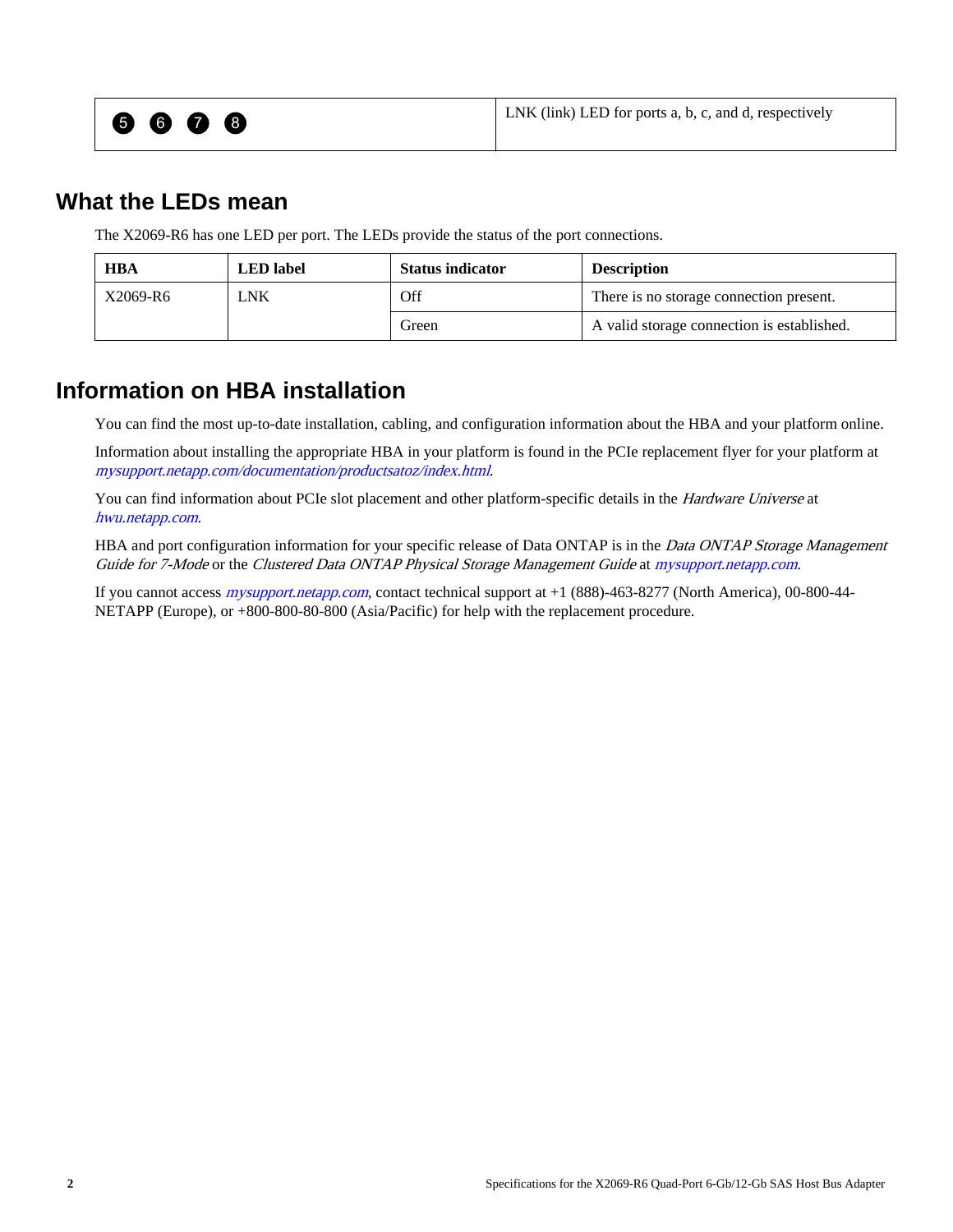| | |
|---|---|
| 5 6 7 8 | LNK (link) LED for ports a, b, c, and d, respectively |

## What the LEDs mean

The X2069-R6 has one LED per port. The LEDs provide the status of the port connections.

| HBA | LED label | Status indicator | Description |
|---|---|---|---|
| X2069-R6 | LNK | Off | There is no storage connection present. |
| | | Green | A valid storage connection is established. |

## Information on HBA installation

You can find the most up-to-date installation, cabling, and configuration information about the HBA and your platform online.

Information about installing the appropriate HBA in your platform is found in the PCIe replacement flyer for your platform at *mysupport.netapp.com/documentation/productsatoz/index.html*.

You can find information about PCIe slot placement and other platform-specific details in the *Hardware Universe* at *hwu.netapp.com*.

HBA and port configuration information for your specific release of Data ONTAP is in the *Data ONTAP Storage Management Guide for 7-Mode* or the *Clustered Data ONTAP Physical Storage Management Guide* at *mysupport.netapp.com*.

If you cannot access *mysupport.netapp.com*, contact technical support at +1 (888)-463-8277 (North America), 00-800-44-NETAPP (Europe), or +800-800-80-800 (Asia/Pacific) for help with the replacement procedure.